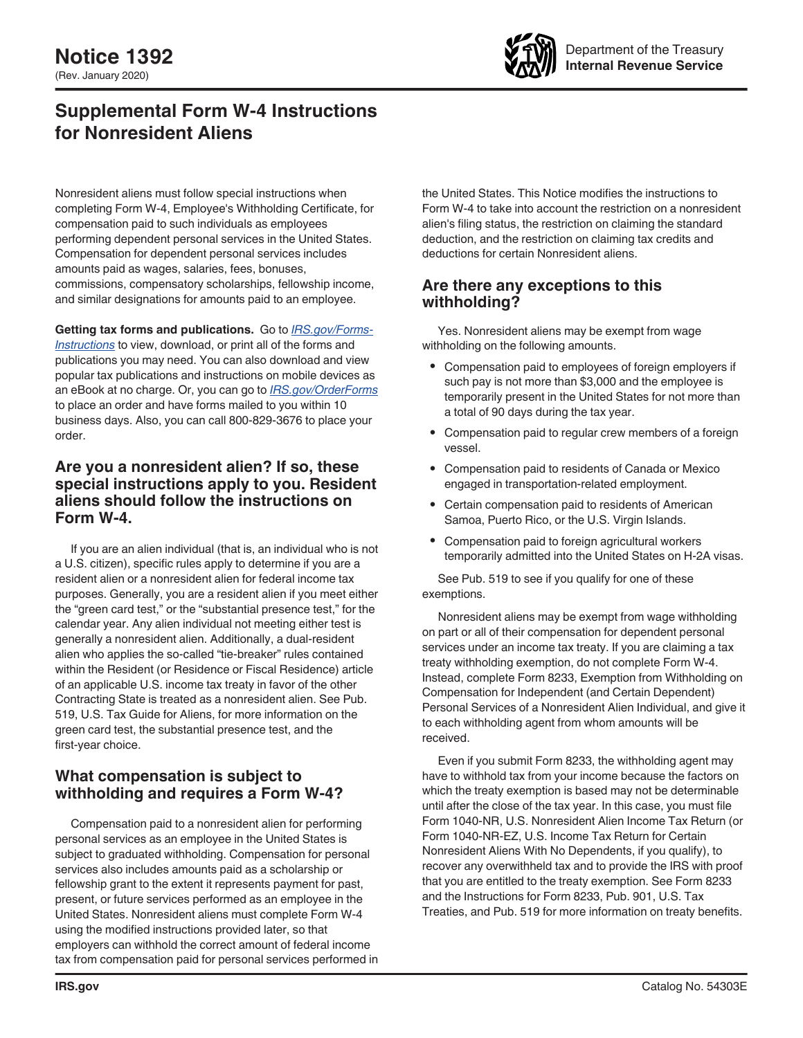# Notice 1392

(Rev. January 2020)

Department of the Treasury
**Internal Revenue Service**

## Supplemental Form W-4 Instructions for Nonresident Aliens

Nonresident aliens must follow special instructions when completing Form W-4, Employee's Withholding Certificate, for compensation paid to such individuals as employees performing dependent personal services in the United States. Compensation for dependent personal services includes amounts paid as wages, salaries, fees, bonuses, commissions, compensatory scholarships, fellowship income, and similar designations for amounts paid to an employee.

**Getting tax forms and publications.** Go to *IRS.gov/Forms-Instructions* to view, download, or print all of the forms and publications you may need. You can also download and view popular tax publications and instructions on mobile devices as an eBook at no charge. Or, you can go to *IRS.gov/OrderForms* to place an order and have forms mailed to you within 10 business days. Also, you can call 800-829-3676 to place your order.

### Are you a nonresident alien? If so, these special instructions apply to you. Resident aliens should follow the instructions on Form W-4.

If you are an alien individual (that is, an individual who is not a U.S. citizen), specific rules apply to determine if you are a resident alien or a nonresident alien for federal income tax purposes. Generally, you are a resident alien if you meet either the "green card test," or the "substantial presence test," for the calendar year. Any alien individual not meeting either test is generally a nonresident alien. Additionally, a dual-resident alien who applies the so-called "tie-breaker" rules contained within the Resident (or Residence or Fiscal Residence) article of an applicable U.S. income tax treaty in favor of the other Contracting State is treated as a nonresident alien. See Pub. 519, U.S. Tax Guide for Aliens, for more information on the green card test, the substantial presence test, and the first-year choice.

### What compensation is subject to withholding and requires a Form W-4?

Compensation paid to a nonresident alien for performing personal services as an employee in the United States is subject to graduated withholding. Compensation for personal services also includes amounts paid as a scholarship or fellowship grant to the extent it represents payment for past, present, or future services performed as an employee in the United States. Nonresident aliens must complete Form W-4 using the modified instructions provided later, so that employers can withhold the correct amount of federal income tax from compensation paid for personal services performed in the United States. This Notice modifies the instructions to Form W-4 to take into account the restriction on a nonresident alien's filing status, the restriction on claiming the standard deduction, and the restriction on claiming tax credits and deductions for certain Nonresident aliens.

### Are there any exceptions to this withholding?

Yes. Nonresident aliens may be exempt from wage withholding on the following amounts.

- Compensation paid to employees of foreign employers if such pay is not more than $3,000 and the employee is temporarily present in the United States for not more than a total of 90 days during the tax year.
- Compensation paid to regular crew members of a foreign vessel.
- Compensation paid to residents of Canada or Mexico engaged in transportation-related employment.
- Certain compensation paid to residents of American Samoa, Puerto Rico, or the U.S. Virgin Islands.
- Compensation paid to foreign agricultural workers temporarily admitted into the United States on H-2A visas.

See Pub. 519 to see if you qualify for one of these exemptions.

Nonresident aliens may be exempt from wage withholding on part or all of their compensation for dependent personal services under an income tax treaty. If you are claiming a tax treaty withholding exemption, do not complete Form W-4. Instead, complete Form 8233, Exemption from Withholding on Compensation for Independent (and Certain Dependent) Personal Services of a Nonresident Alien Individual, and give it to each withholding agent from whom amounts will be received.

Even if you submit Form 8233, the withholding agent may have to withhold tax from your income because the factors on which the treaty exemption is based may not be determinable until after the close of the tax year. In this case, you must file Form 1040-NR, U.S. Nonresident Alien Income Tax Return (or Form 1040-NR-EZ, U.S. Income Tax Return for Certain Nonresident Aliens With No Dependents, if you qualify), to recover any overwithheld tax and to provide the IRS with proof that you are entitled to the treaty exemption. See Form 8233 and the Instructions for Form 8233, Pub. 901, U.S. Tax Treaties, and Pub. 519 for more information on treaty benefits.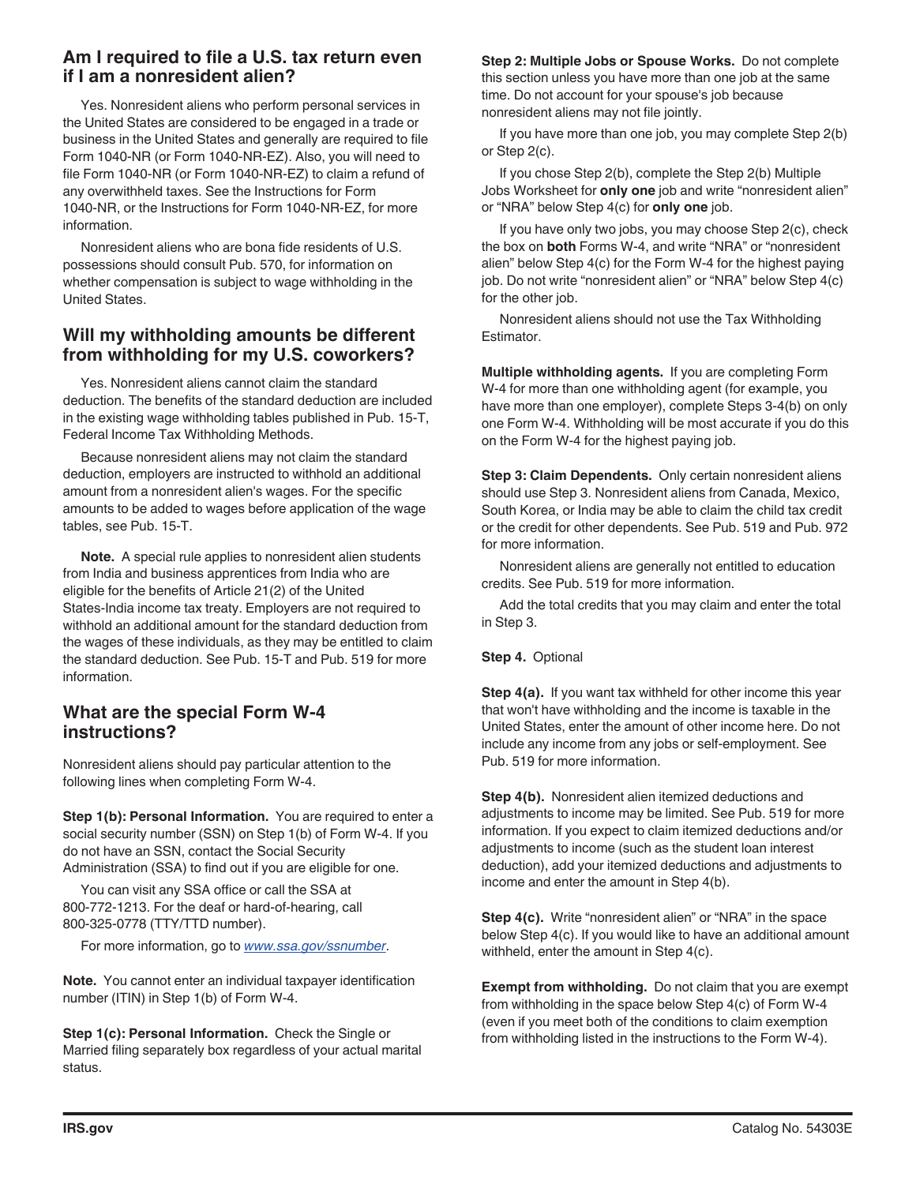## Am I required to file a U.S. tax return even if I am a nonresident alien?

Yes. Nonresident aliens who perform personal services in the United States are considered to be engaged in a trade or business in the United States and generally are required to file Form 1040-NR (or Form 1040-NR-EZ). Also, you will need to file Form 1040-NR (or Form 1040-NR-EZ) to claim a refund of any overwithheld taxes. See the Instructions for Form 1040-NR, or the Instructions for Form 1040-NR-EZ, for more information.

Nonresident aliens who are bona fide residents of U.S. possessions should consult Pub. 570, for information on whether compensation is subject to wage withholding in the United States.

## Will my withholding amounts be different from withholding for my U.S. coworkers?

Yes. Nonresident aliens cannot claim the standard deduction. The benefits of the standard deduction are included in the existing wage withholding tables published in Pub. 15-T, Federal Income Tax Withholding Methods.

Because nonresident aliens may not claim the standard deduction, employers are instructed to withhold an additional amount from a nonresident alien's wages. For the specific amounts to be added to wages before application of the wage tables, see Pub. 15-T.

**Note.** A special rule applies to nonresident alien students from India and business apprentices from India who are eligible for the benefits of Article 21(2) of the United States-India income tax treaty. Employers are not required to withhold an additional amount for the standard deduction from the wages of these individuals, as they may be entitled to claim the standard deduction. See Pub. 15-T and Pub. 519 for more information.

## What are the special Form W-4 instructions?

Nonresident aliens should pay particular attention to the following lines when completing Form W-4.

**Step 1(b): Personal Information.** You are required to enter a social security number (SSN) on Step 1(b) of Form W-4. If you do not have an SSN, contact the Social Security Administration (SSA) to find out if you are eligible for one.

You can visit any SSA office or call the SSA at 800-772-1213. For the deaf or hard-of-hearing, call 800-325-0778 (TTY/TTD number).

For more information, go to *www.ssa.gov/ssnumber*.

**Note.** You cannot enter an individual taxpayer identification number (ITIN) in Step 1(b) of Form W-4.

**Step 1(c): Personal Information.** Check the Single or Married filing separately box regardless of your actual marital status.

**Step 2: Multiple Jobs or Spouse Works.** Do not complete this section unless you have more than one job at the same time. Do not account for your spouse's job because nonresident aliens may not file jointly.

If you have more than one job, you may complete Step 2(b) or Step 2(c).

If you chose Step 2(b), complete the Step 2(b) Multiple Jobs Worksheet for **only one** job and write "nonresident alien" or "NRA" below Step 4(c) for **only one** job.

If you have only two jobs, you may choose Step 2(c), check the box on **both** Forms W-4, and write "NRA" or "nonresident alien" below Step 4(c) for the Form W-4 for the highest paying job. Do not write "nonresident alien" or "NRA" below Step 4(c) for the other job.

Nonresident aliens should not use the Tax Withholding Estimator.

**Multiple withholding agents.** If you are completing Form W-4 for more than one withholding agent (for example, you have more than one employer), complete Steps 3-4(b) on only one Form W-4. Withholding will be most accurate if you do this on the Form W-4 for the highest paying job.

**Step 3: Claim Dependents.** Only certain nonresident aliens should use Step 3. Nonresident aliens from Canada, Mexico, South Korea, or India may be able to claim the child tax credit or the credit for other dependents. See Pub. 519 and Pub. 972 for more information.

Nonresident aliens are generally not entitled to education credits. See Pub. 519 for more information.

Add the total credits that you may claim and enter the total in Step 3.

**Step 4.** Optional

**Step 4(a).** If you want tax withheld for other income this year that won't have withholding and the income is taxable in the United States, enter the amount of other income here. Do not include any income from any jobs or self-employment. See Pub. 519 for more information.

**Step 4(b).** Nonresident alien itemized deductions and adjustments to income may be limited. See Pub. 519 for more information. If you expect to claim itemized deductions and/or adjustments to income (such as the student loan interest deduction), add your itemized deductions and adjustments to income and enter the amount in Step 4(b).

**Step 4(c).** Write "nonresident alien" or "NRA" in the space below Step 4(c). If you would like to have an additional amount withheld, enter the amount in Step 4(c).

**Exempt from withholding.** Do not claim that you are exempt from withholding in the space below Step 4(c) of Form W-4 (even if you meet both of the conditions to claim exemption from withholding listed in the instructions to the Form W-4).

IRS.gov Catalog No. 54303E